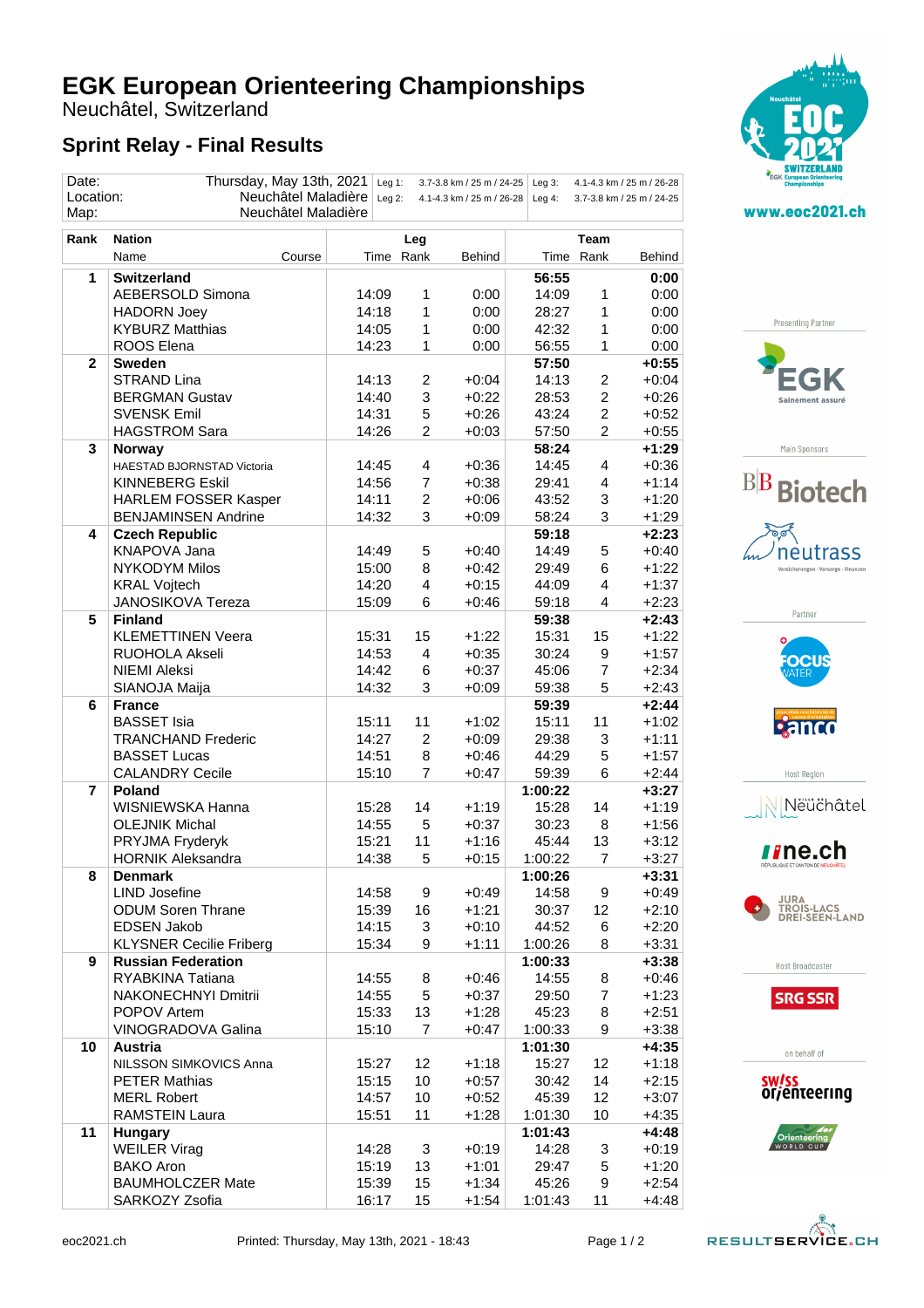# EGK European Orienteering Championships

Neuchâtel, Switzerland

## Sprint Relay - Final Results

| Date: | Thursday, May 13th, 2021 | Leg 1: | 3.7-3.8 km / 25 m / 24-25 | Leg 3: | 4.1-4.3 km / 25 m / 26-28 |
|---|---|---|---|---|---|
| Location: | Neuchâtel Maladière | Leg 2: | 4.1-4.3 km / 25 m / 26-28 | Leg 4: | 3.7-3.8 km / 25 m / 24-25 |
| Map: | Neuchâtel Maladière | | | | |

| Rank | Nation / Name | Course | Leg Time | Leg Rank | Leg Behind | Team Time | Team Rank | Team Behind |
|---|---|---|---|---|---|---|---|---|
| 1 | **Switzerland** | | | | | **56:55** | | **0:00** |
| | AEBERSOLD Simona | | 14:09 | 1 | 0:00 | 14:09 | 1 | 0:00 |
| | HADORN Joey | | 14:18 | 1 | 0:00 | 28:27 | 1 | 0:00 |
| | KYBURZ Matthias | | 14:05 | 1 | 0:00 | 42:32 | 1 | 0:00 |
| | ROOS Elena | | 14:23 | 1 | 0:00 | 56:55 | 1 | 0:00 |
| 2 | **Sweden** | | | | | **57:50** | | **+0:55** |
| | STRAND Lina | | 14:13 | 2 | +0:04 | 14:13 | 2 | +0:04 |
| | BERGMAN Gustav | | 14:40 | 3 | +0:22 | 28:53 | 2 | +0:26 |
| | SVENSK Emil | | 14:31 | 5 | +0:26 | 43:24 | 2 | +0:52 |
| | HAGSTROM Sara | | 14:26 | 2 | +0:03 | 57:50 | 2 | +0:55 |
| 3 | **Norway** | | | | | **58:24** | | **+1:29** |
| | HAESTAD BJORNSTAD Victoria | | 14:45 | 4 | +0:36 | 14:45 | 4 | +0:36 |
| | KINNEBERG Eskil | | 14:56 | 7 | +0:38 | 29:41 | 4 | +1:14 |
| | HARLEM FOSSER Kasper | | 14:11 | 2 | +0:06 | 43:52 | 3 | +1:20 |
| | BENJAMINSEN Andrine | | 14:32 | 3 | +0:09 | 58:24 | 3 | +1:29 |
| 4 | **Czech Republic** | | | | | **59:18** | | **+2:23** |
| | KNAPOVA Jana | | 14:49 | 5 | +0:40 | 14:49 | 5 | +0:40 |
| | NYKODYM Milos | | 15:00 | 8 | +0:42 | 29:49 | 6 | +1:22 |
| | KRAL Vojtech | | 14:20 | 4 | +0:15 | 44:09 | 4 | +1:37 |
| | JANOSIKOVA Tereza | | 15:09 | 6 | +0:46 | 59:18 | 4 | +2:23 |
| 5 | **Finland** | | | | | **59:38** | | **+2:43** |
| | KLEMETTINEN Veera | | 15:31 | 15 | +1:22 | 15:31 | 15 | +1:22 |
| | RUOHOLA Akseli | | 14:53 | 4 | +0:35 | 30:24 | 9 | +1:57 |
| | NIEMI Aleksi | | 14:42 | 6 | +0:37 | 45:06 | 7 | +2:34 |
| | SIANOJA Maija | | 14:32 | 3 | +0:09 | 59:38 | 5 | +2:43 |
| 6 | **France** | | | | | **59:39** | | **+2:44** |
| | BASSET Isia | | 15:11 | 11 | +1:02 | 15:11 | 11 | +1:02 |
| | TRANCHAND Frederic | | 14:27 | 2 | +0:09 | 29:38 | 3 | +1:11 |
| | BASSET Lucas | | 14:51 | 8 | +0:46 | 44:29 | 5 | +1:57 |
| | CALANDRY Cecile | | 15:10 | 7 | +0:47 | 59:39 | 6 | +2:44 |
| 7 | **Poland** | | | | | **1:00:22** | | **+3:27** |
| | WISNIEWSKA Hanna | | 15:28 | 14 | +1:19 | 15:28 | 14 | +1:19 |
| | OLEJNIK Michal | | 14:55 | 5 | +0:37 | 30:23 | 8 | +1:56 |
| | PRYJMA Fryderyk | | 15:21 | 11 | +1:16 | 45:44 | 13 | +3:12 |
| | HORNIK Aleksandra | | 14:38 | 5 | +0:15 | 1:00:22 | 7 | +3:27 |
| 8 | **Denmark** | | | | | **1:00:26** | | **+3:31** |
| | LIND Josefine | | 14:58 | 9 | +0:49 | 14:58 | 9 | +0:49 |
| | ODUM Soren Thrane | | 15:39 | 16 | +1:21 | 30:37 | 12 | +2:10 |
| | EDSEN Jakob | | 14:15 | 3 | +0:10 | 44:52 | 6 | +2:20 |
| | KLYSNER Cecilie Friberg | | 15:34 | 9 | +1:11 | 1:00:26 | 8 | +3:31 |
| 9 | **Russian Federation** | | | | | **1:00:33** | | **+3:38** |
| | RYABKINA Tatiana | | 14:55 | 8 | +0:46 | 14:55 | 8 | +0:46 |
| | NAKONECHNYI Dmitrii | | 14:55 | 5 | +0:37 | 29:50 | 7 | +1:23 |
| | POPOV Artem | | 15:33 | 13 | +1:28 | 45:23 | 8 | +2:51 |
| | VINOGRADOVA Galina | | 15:10 | 7 | +0:47 | 1:00:33 | 9 | +3:38 |
| 10 | **Austria** | | | | | **1:01:30** | | **+4:35** |
| | NILSSON SIMKOVICS Anna | | 15:27 | 12 | +1:18 | 15:27 | 12 | +1:18 |
| | PETER Mathias | | 15:15 | 10 | +0:57 | 30:42 | 14 | +2:15 |
| | MERL Robert | | 14:57 | 10 | +0:52 | 45:39 | 12 | +3:07 |
| | RAMSTEIN Laura | | 15:51 | 11 | +1:28 | 1:01:30 | 10 | +4:35 |
| 11 | **Hungary** | | | | | **1:01:43** | | **+4:48** |
| | WEILER Virag | | 14:28 | 3 | +0:19 | 14:28 | 3 | +0:19 |
| | BAKO Aron | | 15:19 | 13 | +1:01 | 29:47 | 5 | +1:20 |
| | BAUMHOLCZER Mate | | 15:39 | 15 | +1:34 | 45:26 | 9 | +2:54 |
| | SARKOZY Zsofia | | 16:17 | 15 | +1:54 | 1:01:43 | 11 | +4:48 |

eoc2021.ch — Printed: Thursday, May 13th, 2021 - 18:43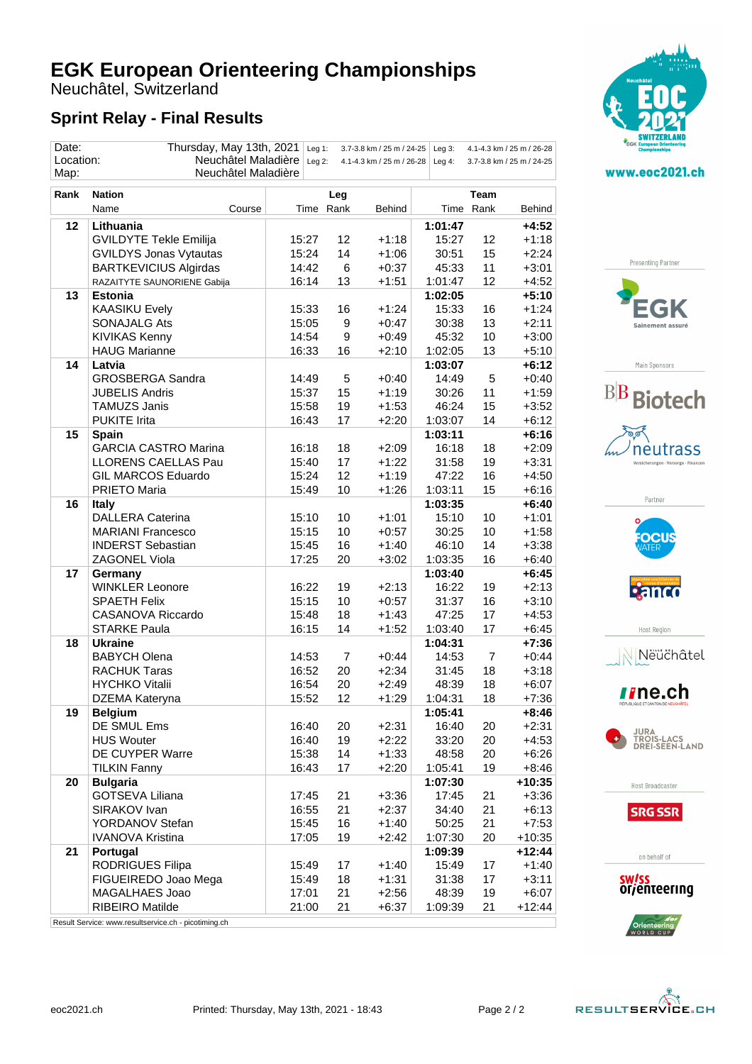# EGK European Orienteering Championships

Neuchâtel, Switzerland

## Sprint Relay - Final Results

| | | | | | |
|---|---|---|---|---|---|
| Date: | Thursday, May 13th, 2021 | Leg 1: | 3.7-3.8 km / 25 m / 24-25 | Leg 3: | 4.1-4.3 km / 25 m / 26-28 |
| Location: | Neuchâtel Maladière | Leg 2: | 4.1-4.3 km / 25 m / 26-28 | Leg 4: | 3.7-3.8 km / 25 m / 24-25 |
| Map: | Neuchâtel Maladière | | | | |

| Rank | Nation / Name | Course | Leg Time | Leg Rank | Leg Behind | Team Time | Team Rank | Team Behind |
|---|---|---|---|---|---|---|---|---|
| 12 | **Lithuania** | | | | | **1:01:47** | | **+4:52** |
| | GVILDYTE Tekle Emilija | | 15:27 | 12 | +1:18 | 15:27 | 12 | +1:18 |
| | GVILDYS Jonas Vytautas | | 15:24 | 14 | +1:06 | 30:51 | 15 | +2:24 |
| | BARTKEVICIUS Algirdas | | 14:42 | 6 | +0:37 | 45:33 | 11 | +3:01 |
| | RAZAITYTE SAUNORIENE Gabija | | 16:14 | 13 | +1:51 | 1:01:47 | 12 | +4:52 |
| 13 | **Estonia** | | | | | **1:02:05** | | **+5:10** |
| | KAASIKU Evely | | 15:33 | 16 | +1:24 | 15:33 | 16 | +1:24 |
| | SONAJALG Ats | | 15:05 | 9 | +0:47 | 30:38 | 13 | +2:11 |
| | KIVIKAS Kenny | | 14:54 | 9 | +0:49 | 45:32 | 10 | +3:00 |
| | HAUG Marianne | | 16:33 | 16 | +2:10 | 1:02:05 | 13 | +5:10 |
| 14 | **Latvia** | | | | | **1:03:07** | | **+6:12** |
| | GROSBERGA Sandra | | 14:49 | 5 | +0:40 | 14:49 | 5 | +0:40 |
| | JUBELIS Andris | | 15:37 | 15 | +1:19 | 30:26 | 11 | +1:59 |
| | TAMUZS Janis | | 15:58 | 19 | +1:53 | 46:24 | 15 | +3:52 |
| | PUKITE Irita | | 16:43 | 17 | +2:20 | 1:03:07 | 14 | +6:12 |
| 15 | **Spain** | | | | | **1:03:11** | | **+6:16** |
| | GARCIA CASTRO Marina | | 16:18 | 18 | +2:09 | 16:18 | 18 | +2:09 |
| | LLORENS CAELLAS Pau | | 15:40 | 17 | +1:22 | 31:58 | 19 | +3:31 |
| | GIL MARCOS Eduardo | | 15:24 | 12 | +1:19 | 47:22 | 16 | +4:50 |
| | PRIETO Maria | | 15:49 | 10 | +1:26 | 1:03:11 | 15 | +6:16 |
| 16 | **Italy** | | | | | **1:03:35** | | **+6:40** |
| | DALLERA Caterina | | 15:10 | 10 | +1:01 | 15:10 | 10 | +1:01 |
| | MARIANI Francesco | | 15:15 | 10 | +0:57 | 30:25 | 10 | +1:58 |
| | INDERST Sebastian | | 15:45 | 16 | +1:40 | 46:10 | 14 | +3:38 |
| | ZAGONEL Viola | | 17:25 | 20 | +3:02 | 1:03:35 | 16 | +6:40 |
| 17 | **Germany** | | | | | **1:03:40** | | **+6:45** |
| | WINKLER Leonore | | 16:22 | 19 | +2:13 | 16:22 | 19 | +2:13 |
| | SPAETH Felix | | 15:15 | 10 | +0:57 | 31:37 | 16 | +3:10 |
| | CASANOVA Riccardo | | 15:48 | 18 | +1:43 | 47:25 | 17 | +4:53 |
| | STARKE Paula | | 16:15 | 14 | +1:52 | 1:03:40 | 17 | +6:45 |
| 18 | **Ukraine** | | | | | **1:04:31** | | **+7:36** |
| | BABYCH Olena | | 14:53 | 7 | +0:44 | 14:53 | 7 | +0:44 |
| | RACHUK Taras | | 16:52 | 20 | +2:34 | 31:45 | 18 | +3:18 |
| | HYCHKO Vitalii | | 16:54 | 20 | +2:49 | 48:39 | 18 | +6:07 |
| | DZEMA Kateryna | | 15:52 | 12 | +1:29 | 1:04:31 | 18 | +7:36 |
| 19 | **Belgium** | | | | | **1:05:41** | | **+8:46** |
| | DE SMUL Ems | | 16:40 | 20 | +2:31 | 16:40 | 20 | +2:31 |
| | HUS Wouter | | 16:40 | 19 | +2:22 | 33:20 | 20 | +4:53 |
| | DE CUYPER Warre | | 15:38 | 14 | +1:33 | 48:58 | 20 | +6:26 |
| | TILKIN Fanny | | 16:43 | 17 | +2:20 | 1:05:41 | 19 | +8:46 |
| 20 | **Bulgaria** | | | | | **1:07:30** | | **+10:35** |
| | GOTSEVA Liliana | | 17:45 | 21 | +3:36 | 17:45 | 21 | +3:36 |
| | SIRAKOV Ivan | | 16:55 | 21 | +2:37 | 34:40 | 21 | +6:13 |
| | YORDANOV Stefan | | 15:45 | 16 | +1:40 | 50:25 | 21 | +7:53 |
| | IVANOVA Kristina | | 17:05 | 19 | +2:42 | 1:07:30 | 20 | +10:35 |
| 21 | **Portugal** | | | | | **1:09:39** | | **+12:44** |
| | RODRIGUES Filipa | | 15:49 | 17 | +1:40 | 15:49 | 17 | +1:40 |
| | FIGUEIREDO Joao Mega | | 15:49 | 18 | +1:31 | 31:38 | 17 | +3:11 |
| | MAGALHAES Joao | | 17:01 | 21 | +2:56 | 48:39 | 19 | +6:07 |
| | RIBEIRO Matilde | | 21:00 | 21 | +6:37 | 1:09:39 | 21 | +12:44 |

Result Service: www.resultservice.ch - picotiming.ch

www.eoc2021.ch

Presenting Partner: EGK Sainement assuré

Main Sponsors: BB Biotech, neutrass

Partner: Focus Water, Banco

Host Region: Neuchâtel, ne.ch, Jura Trois-Lacs Drei-Seen-Land

Host Broadcaster: SRG SSR

on behalf of: Swiss Orienteering, Orienteering World Cup

eoc2021.ch — Printed: Thursday, May 13th, 2021 - 18:43